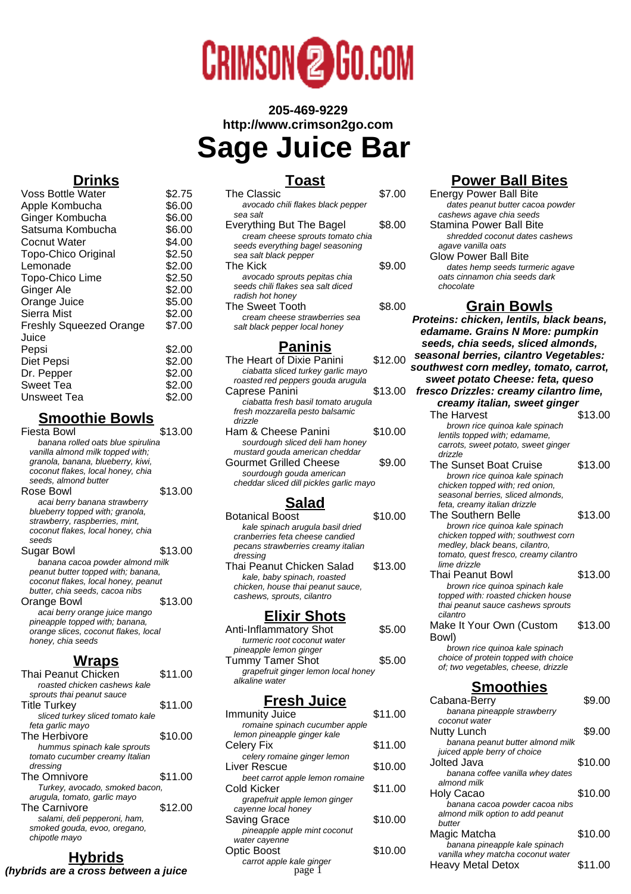CRIMSON2GO.COM

**205-469-9229**
**http://www.crimson2go.com**

# Sage Juice Bar

## Drinks

| Item | Price |
|---|---|
| Voss Bottle Water | $2.75 |
| Apple Kombucha | $6.00 |
| Ginger Kombucha | $6.00 |
| Satsuma Kombucha | $6.00 |
| Cocnut Water | $4.00 |
| Topo-Chico Original | $2.50 |
| Lemonade | $2.00 |
| Topo-Chico Lime | $2.50 |
| Ginger Ale | $2.00 |
| Orange Juice | $5.00 |
| Sierra Mist | $2.00 |
| Freshly Squeezed Orange Juice | $7.00 |
| Pepsi | $2.00 |
| Diet Pepsi | $2.00 |
| Dr. Pepper | $2.00 |
| Sweet Tea | $2.00 |
| Unsweet Tea | $2.00 |

## Smoothie Bowls

**Fiesta Bowl** — $13.00
*banana rolled oats blue spirulina vanilla almond milk topped with; granola, banana, blueberry, kiwi, coconut flakes, local honey, chia seeds, almond butter*

**Rose Bowl** — $13.00
*acai berry banana strawberry blueberry topped with; granola, strawberry, raspberries, mint, coconut flakes, local honey, chia seeds*

**Sugar Bowl** — $13.00
*banana cacoa powder almond milk peanut butter topped with; banana, coconut flakes, local honey, peanut butter, chia seeds, cacoa nibs*

**Orange Bowl** — $13.00
*acai berry orange juice mango pineapple topped with; banana, orange slices, coconut flakes, local honey, chia seeds*

## Wraps

**Thai Peanut Chicken** — $11.00
*roasted chicken cashews kale sprouts thai peanut sauce*

**Title Turkey** — $11.00
*sliced turkey sliced tomato kale feta garlic mayo*

**The Herbivore** — $10.00
*hummus spinach kale sprouts tomato cucumber creamy Italian dressing*

**The Omnivore** — $11.00
*Turkey, avocado, smoked bacon, arugula, tomato, garlic mayo*

**The Carnivore** — $12.00
*salami, deli pepperoni, ham, smoked gouda, evoo, oregano, chipotle mayo*

## Hybrids

**(hybrids are a cross between a juice**

## Toast

**The Classic** — $7.00
*avocado chili flakes black pepper sea salt*

**Everything But The Bagel** — $8.00
*cream cheese sprouts tomato chia seeds everything bagel seasoning sea salt black pepper*

**The Kick** — $9.00
*avocado sprouts pepitas chia seeds chili flakes sea salt diced radish hot honey*

**The Sweet Tooth** — $8.00
*cream cheese strawberries sea salt black pepper local honey*

## Paninis

**The Heart of Dixie Panini** — $12.00
*ciabatta sliced turkey garlic mayo roasted red peppers gouda arugula*

**Caprese Panini** — $13.00
*ciabatta fresh basil tomato arugula fresh mozzarella pesto balsamic drizzle*

**Ham & Cheese Panini** — $10.00
*sourdough sliced deli ham honey mustard gouda american cheddar*

**Gourmet Grilled Cheese** — $9.00
*sourdough gouda american cheddar sliced dill pickles garlic mayo*

## Salad

**Botanical Boost** — $10.00
*kale spinach arugula basil dried cranberries feta cheese candied pecans strawberries creamy italian dressing*

**Thai Peanut Chicken Salad** — $13.00
*kale, baby spinach, roasted chicken, house thai peanut sauce, cashews, sprouts, cilantro*

## Elixir Shots

**Anti-Inflammatory Shot** — $5.00
*turmeric root coconut water pineapple lemon ginger*

**Tummy Tamer Shot** — $5.00
*grapefruit ginger lemon local honey alkaline water*

## Fresh Juice

**Immunity Juice** — $11.00
*romaine spinach cucumber apple lemon pineapple ginger kale*

**Celery Fix** — $11.00
*celery romaine ginger lemon*

**Liver Rescue** — $10.00
*beet carrot apple lemon romaine*

**Cold Kicker** — $11.00
*grapefruit apple lemon ginger cayenne local honey*

**Saving Grace** — $10.00
*pineapple apple mint coconut water cayenne*

**Optic Boost** — $10.00
*carrot apple kale ginger*

## Power Ball Bites

**Energy Power Ball Bite**
*dates peanut butter cacoa powder cashews agave chia seeds*

**Stamina Power Ball Bite**
*shredded coconut dates cashews agave vanilla oats*

**Glow Power Ball Bite**
*dates hemp seeds turmeric agave oats cinnamon chia seeds dark chocolate*

## Grain Bowls

***Proteins: chicken, lentils, black beans, edamame. Grains N More: pumpkin seeds, chia seeds, sliced almonds, seasonal berries, cilantro Vegetables: southwest corn medley, tomato, carrot, sweet potato Cheese: feta, queso fresco Drizzles: creamy cilantro lime, creamy italian, sweet ginger***

**The Harvest** — $13.00
*brown rice quinoa kale spinach lentils topped with; edamame, carrots, sweet potato, sweet ginger drizzle*

**The Sunset Boat Cruise** — $13.00
*brown rice quinoa kale spinach chicken topped with; red onion, seasonal berries, sliced almonds, feta, creamy italian drizzle*

**The Southern Belle** — $13.00
*brown rice quinoa kale spinach chicken topped with; southwest corn medley, black beans, cilantro, tomato, quest fresco, creamy cilantro lime drizzle*

**Thai Peanut Bowl** — $13.00
*brown rice quinoa spinach kale topped with: roasted chicken house thai peanut sauce cashews sprouts cilantro*

**Make It Your Own (Custom Bowl)** — $13.00
*brown rice quinoa kale spinach choice of protein topped with choice of; two vegetables, cheese, drizzle*

## Smoothies

**Cabana-Berry** — $9.00
*banana pineapple strawberry coconut water*

**Nutty Lunch** — $9.00
*banana peanut butter almond milk juiced apple berry of choice*

**Jolted Java** — $10.00
*banana coffee vanilla whey dates almond milk*

**Holy Cacao** — $10.00
*banana cacoa powder cacoa nibs almond milk option to add peanut butter*

**Magic Matcha** — $10.00
*banana pineapple kale spinach vanilla whey matcha coconut water*

**Heavy Metal Detox** — $11.00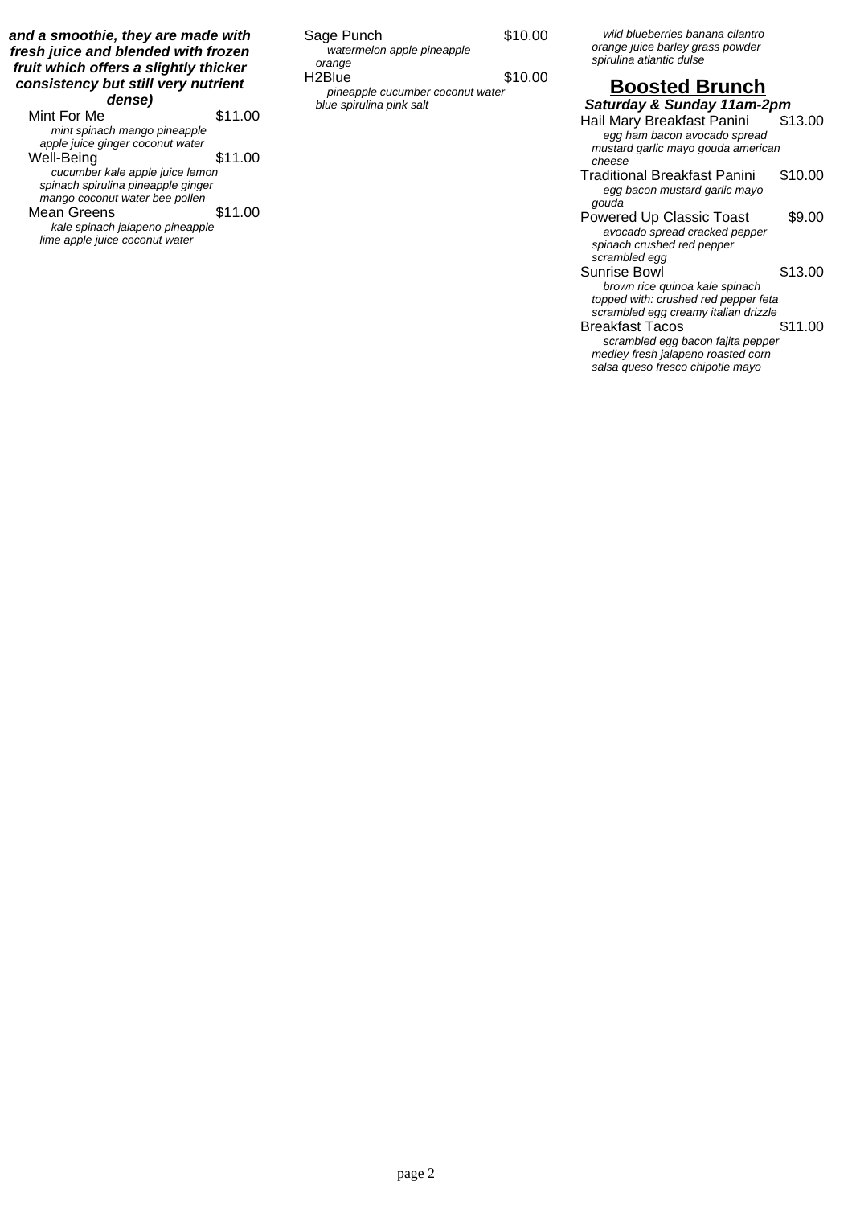**and a smoothie, they are made with fresh juice and blended with frozen fruit which offers a slightly thicker consistency but still very nutrient dense)**

Mint For Me $11.00
*mint spinach mango pineapple apple juice ginger coconut water*

Well-Being $11.00
*cucumber kale apple juice lemon spinach spirulina pineapple ginger mango coconut water bee pollen*

Mean Greens $11.00
*kale spinach jalapeno pineapple lime apple juice coconut water*

Sage Punch $10.00
*watermelon apple pineapple orange*

H2Blue $10.00
*pineapple cucumber coconut water blue spirulina pink salt*

*wild blueberries banana cilantro orange juice barley grass powder spirulina atlantic dulse*

## Boosted Brunch

***Saturday & Sunday 11am-2pm***

Hail Mary Breakfast Panini $13.00
*egg ham bacon avocado spread mustard garlic mayo gouda american cheese*

Traditional Breakfast Panini $10.00
*egg bacon mustard garlic mayo gouda*

Powered Up Classic Toast $9.00
*avocado spread cracked pepper spinach crushed red pepper scrambled egg*

Sunrise Bowl $13.00
*brown rice quinoa kale spinach topped with: crushed red pepper feta scrambled egg creamy italian drizzle*

Breakfast Tacos $11.00
*scrambled egg bacon fajita pepper medley fresh jalapeno roasted corn salsa queso fresco chipotle mayo*